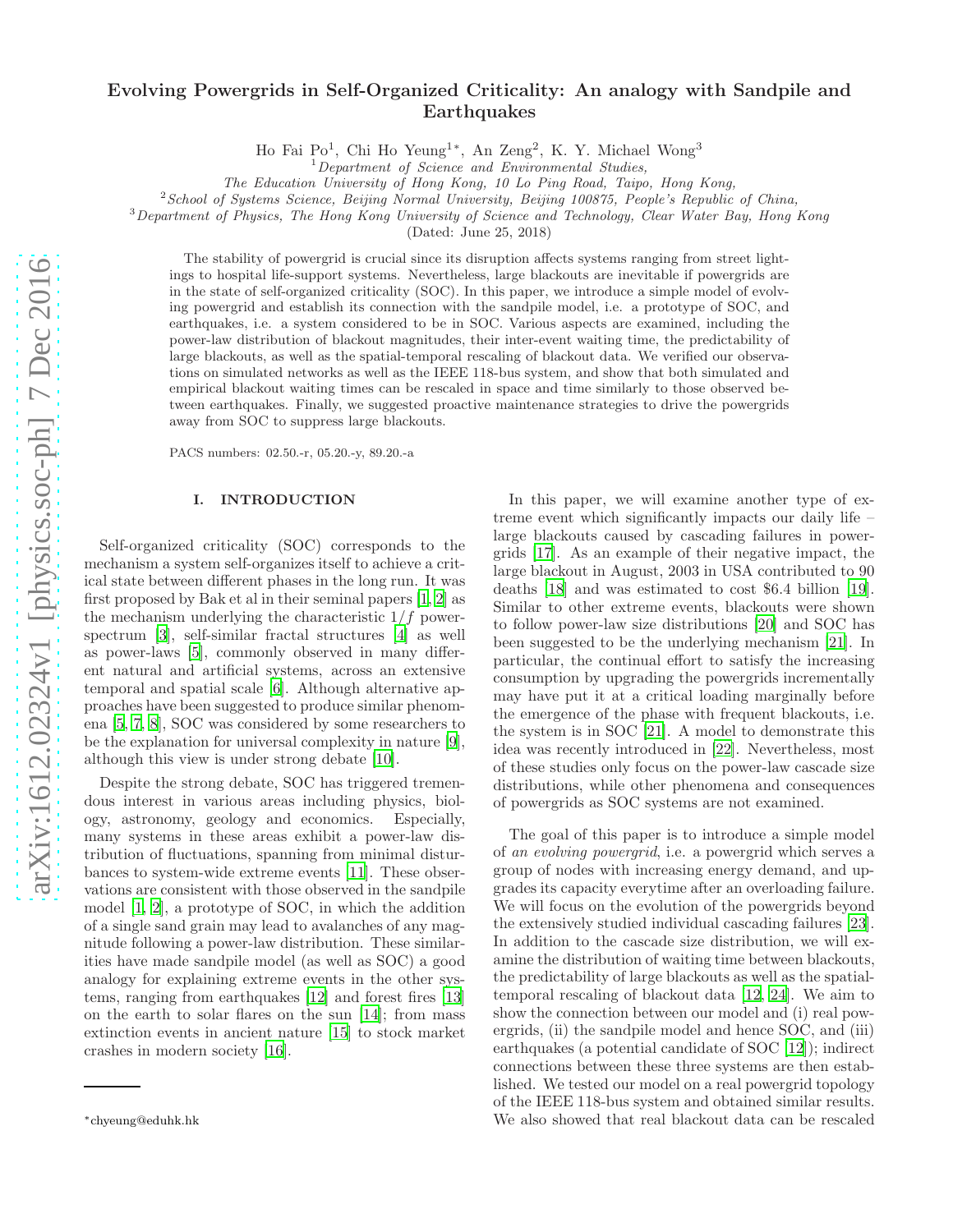# Evolving Powergrids in Self-Organized Criticality: An analogy with Sandpile and Earthquakes

Ho Fai Po[1], Chi Ho Yeung[1*], An Zeng[2], K. Y. Michael Wong[3]

[1]*Department of Science and Environmental Studies, The Education University of Hong Kong, 10 Lo Ping Road, Taipo, Hong Kong,*

[2]*School of Systems Science, Beijing Normal University, Beijing 100875, People's Republic of China,*

[3]*Department of Physics, The Hong Kong University of Science and Technology, Clear Water Bay, Hong Kong*

(Dated: June 25, 2018)

The stability of powergrid is crucial since its disruption affects systems ranging from street lightings to hospital life-support systems. Nevertheless, large blackouts are inevitable if powergrids are in the state of self-organized criticality (SOC). In this paper, we introduce a simple model of evolving powergrid and establish its connection with the sandpile model, i.e. a prototype of SOC, and earthquakes, i.e. a system considered to be in SOC. Various aspects are examined, including the power-law distribution of blackout magnitudes, their inter-event waiting time, the predictability of large blackouts, as well as the spatial-temporal rescaling of blackout data. We verified our observations on simulated networks as well as the IEEE 118-bus system, and show that both simulated and empirical blackout waiting times can be rescaled in space and time similarly to those observed between earthquakes. Finally, we suggested proactive maintenance strategies to drive the powergrids away from SOC to suppress large blackouts.

PACS numbers: 02.50.-r, 05.20.-y, 89.20.-a

## I. INTRODUCTION

Self-organized criticality (SOC) corresponds to the mechanism a system self-organizes itself to achieve a critical state between different phases in the long run. It was first proposed by Bak et al in their seminal papers [1, 2] as the mechanism underlying the characteristic $1/f$ power-spectrum [3], self-similar fractal structures [4] as well as power-laws [5], commonly observed in many different natural and artificial systems, across an extensive temporal and spatial scale [6]. Although alternative approaches have been suggested to produce similar phenomena [5, 7, 8], SOC was considered by some researchers to be the explanation for universal complexity in nature [9], although this view is under strong debate [10].

Despite the strong debate, SOC has triggered tremendous interest in various areas including physics, biology, astronomy, geology and economics. Especially, many systems in these areas exhibit a power-law distribution of fluctuations, spanning from minimal disturbances to system-wide extreme events [11]. These observations are consistent with those observed in the sandpile model [1, 2], a prototype of SOC, in which the addition of a single sand grain may lead to avalanches of any magnitude following a power-law distribution. These similarities have made sandpile model (as well as SOC) a good analogy for explaining extreme events in the other systems, ranging from earthquakes [12] and forest fires [13] on the earth to solar flares on the sun [14]; from mass extinction events in ancient nature [15] to stock market crashes in modern society [16].

In this paper, we will examine another type of extreme event which significantly impacts our daily life – large blackouts caused by cascading failures in powergrids [17]. As an example of their negative impact, the large blackout in August, 2003 in USA contributed to 90 deaths [18] and was estimated to cost \$6.4 billion [19]. Similar to other extreme events, blackouts were shown to follow power-law size distributions [20] and SOC has been suggested to be the underlying mechanism [21]. In particular, the continual effort to satisfy the increasing consumption by upgrading the powergrids incrementally may have put it at a critical loading marginally before the emergence of the phase with frequent blackouts, i.e. the system is in SOC [21]. A model to demonstrate this idea was recently introduced in [22]. Nevertheless, most of these studies only focus on the power-law cascade size distributions, while other phenomena and consequences of powergrids as SOC systems are not examined.

The goal of this paper is to introduce a simple model of *an evolving powergrid*, i.e. a powergrid which serves a group of nodes with increasing energy demand, and upgrades its capacity everytime after an overloading failure. We will focus on the evolution of the powergrids beyond the extensively studied individual cascading failures [23]. In addition to the cascade size distribution, we will examine the distribution of waiting time between blackouts, the predictability of large blackouts as well as the spatial-temporal rescaling of blackout data [12, 24]. We aim to show the connection between our model and (i) real powergrids, (ii) the sandpile model and hence SOC, and (iii) earthquakes (a potential candidate of SOC [12]); indirect connections between these three systems are then established. We tested our model on a real powergrid topology of the IEEE 118-bus system and obtained similar results. We also showed that real blackout data can be rescaled

*chyeung@eduhk.hk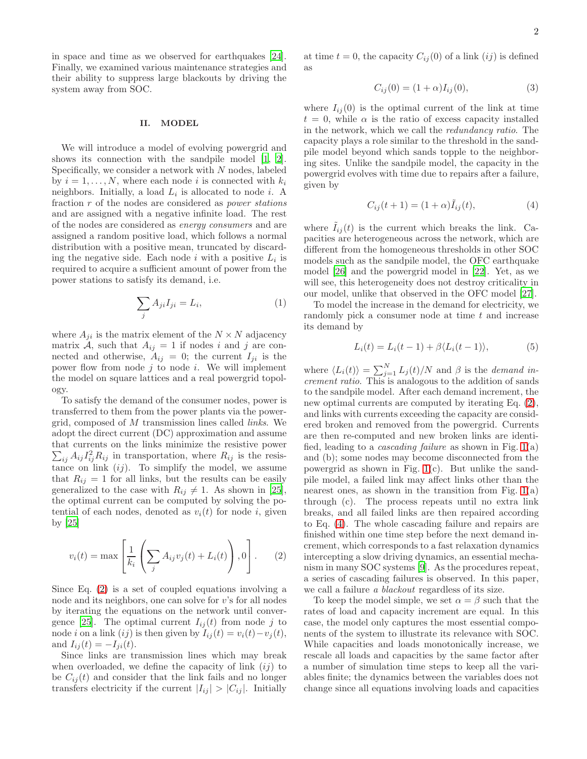in space and time as we observed for earthquakes [24]. Finally, we examined various maintenance strategies and their ability to suppress large blackouts by driving the system away from SOC.

## II. MODEL

We will introduce a model of evolving powergrid and shows its connection with the sandpile model [1, 2]. Specifically, we consider a network with $N$ nodes, labeled by $i = 1, \ldots, N$, where each node $i$ is connected with $k_i$ neighbors. Initially, a load $L_i$ is allocated to node $i$. A fraction $r$ of the nodes are considered as *power stations* and are assigned with a negative infinite load. The rest of the nodes are considered as *energy consumers* and are assigned a random positive load, which follows a normal distribution with a positive mean, truncated by discarding the negative side. Each node $i$ with a positive $L_i$ is required to acquire a sufficient amount of power from the power stations to satisfy its demand, i.e.

$$\sum_j A_{ji} I_{ji} = L_i, \tag{1}$$

where $A_{ji}$ is the matrix element of the $N \times N$ adjacency matrix $\mathcal{A}$, such that $A_{ij} = 1$ if nodes $i$ and $j$ are connected and otherwise, $A_{ij} = 0$; the current $I_{ji}$ is the power flow from node $j$ to node $i$. We will implement the model on square lattices and a real powergrid topology.

To satisfy the demand of the consumer nodes, power is transferred to them from the power plants via the powergrid, composed of $M$ transmission lines called *links*. We adopt the direct current (DC) approximation and assume that currents on the links minimize the resistive power $\sum_{ij} A_{ij} I_{ij}^2 R_{ij}$ in transportation, where $R_{ij}$ is the resistance on link $(ij)$. To simplify the model, we assume that $R_{ij} = 1$ for all links, but the results can be easily generalized to the case with $R_{ij} \neq 1$. As shown in [25], the optimal current can be computed by solving the potential of each nodes, denoted as $v_i(t)$ for node $i$, given by [25]

$$v_i(t) = \max\left[\frac{1}{k_i}\left(\sum_j A_{ij} v_j(t) + L_i(t)\right), 0\right]. \tag{2}$$

Since Eq. (2) is a set of coupled equations involving a node and its neighbors, one can solve for $v$'s for all nodes by iterating the equations on the network until convergence [25]. The optimal current $I_{ij}(t)$ from node $j$ to node $i$ on a link $(ij)$ is then given by $I_{ij}(t) = v_i(t) - v_j(t)$, and $I_{ij}(t) = -I_{ji}(t)$.

Since links are transmission lines which may break when overloaded, we define the capacity of link $(ij)$ to be $C_{ij}(t)$ and consider that the link fails and no longer transfers electricity if the current $|I_{ij}| > |C_{ij}|$. Initially at time $t = 0$, the capacity $C_{ij}(0)$ of a link $(ij)$ is defined as

$$C_{ij}(0) = (1 + \alpha) I_{ij}(0), \tag{3}$$

where $I_{ij}(0)$ is the optimal current of the link at time $t = 0$, while $\alpha$ is the ratio of excess capacity installed in the network, which we call the *redundancy ratio*. The capacity plays a role similar to the threshold in the sandpile model beyond which sands topple to the neighboring sites. Unlike the sandpile model, the capacity in the powergrid evolves with time due to repairs after a failure, given by

$$C_{ij}(t + 1) = (1 + \alpha) \tilde{I}_{ij}(t), \tag{4}$$

where $\tilde{I}_{ij}(t)$ is the current which breaks the link. Capacities are heterogeneous across the network, which are different from the homogeneous thresholds in other SOC models such as the sandpile model, the OFC earthquake model [26] and the powergrid model in [22]. Yet, as we will see, this heterogeneity does not destroy criticality in our model, unlike that observed in the OFC model [27].

To model the increase in the demand for electricity, we randomly pick a consumer node at time $t$ and increase its demand by

$$L_i(t) = L_i(t - 1) + \beta \langle L_i(t - 1) \rangle, \tag{5}$$

where $\langle L_i(t) \rangle = \sum_{j=1}^{N} L_j(t)/N$ and $\beta$ is the *demand increment ratio*. This is analogous to the addition of sands to the sandpile model. After each demand increment, the new optimal currents are computed by iterating Eq. (2), and links with currents exceeding the capacity are considered broken and removed from the powergrid. Currents are then re-computed and new broken links are identified, leading to a *cascading failure* as shown in Fig. 1(a) and (b); some nodes may become disconnected from the powergrid as shown in Fig. 1(c). But unlike the sandpile model, a failed link may affect links other than the nearest ones, as shown in the transition from Fig. 1(a) through (c). The process repeats until no extra link breaks, and all failed links are then repaired according to Eq. (4). The whole cascading failure and repairs are finished within one time step before the next demand increment, which corresponds to a fast relaxation dynamics intercepting a slow driving dynamics, an essential mechanism in many SOC systems [9]. As the procedures repeat, a series of cascading failures is observed. In this paper, we call a failure *a blackout* regardless of its size.

To keep the model simple, we set $\alpha = \beta$ such that the rates of load and capacity increment are equal. In this case, the model only captures the most essential components of the system to illustrate its relevance with SOC. While capacities and loads monotonically increase, we rescale all loads and capacities by the same factor after a number of simulation time steps to keep all the variables finite; the dynamics between the variables does not change since all equations involving loads and capacities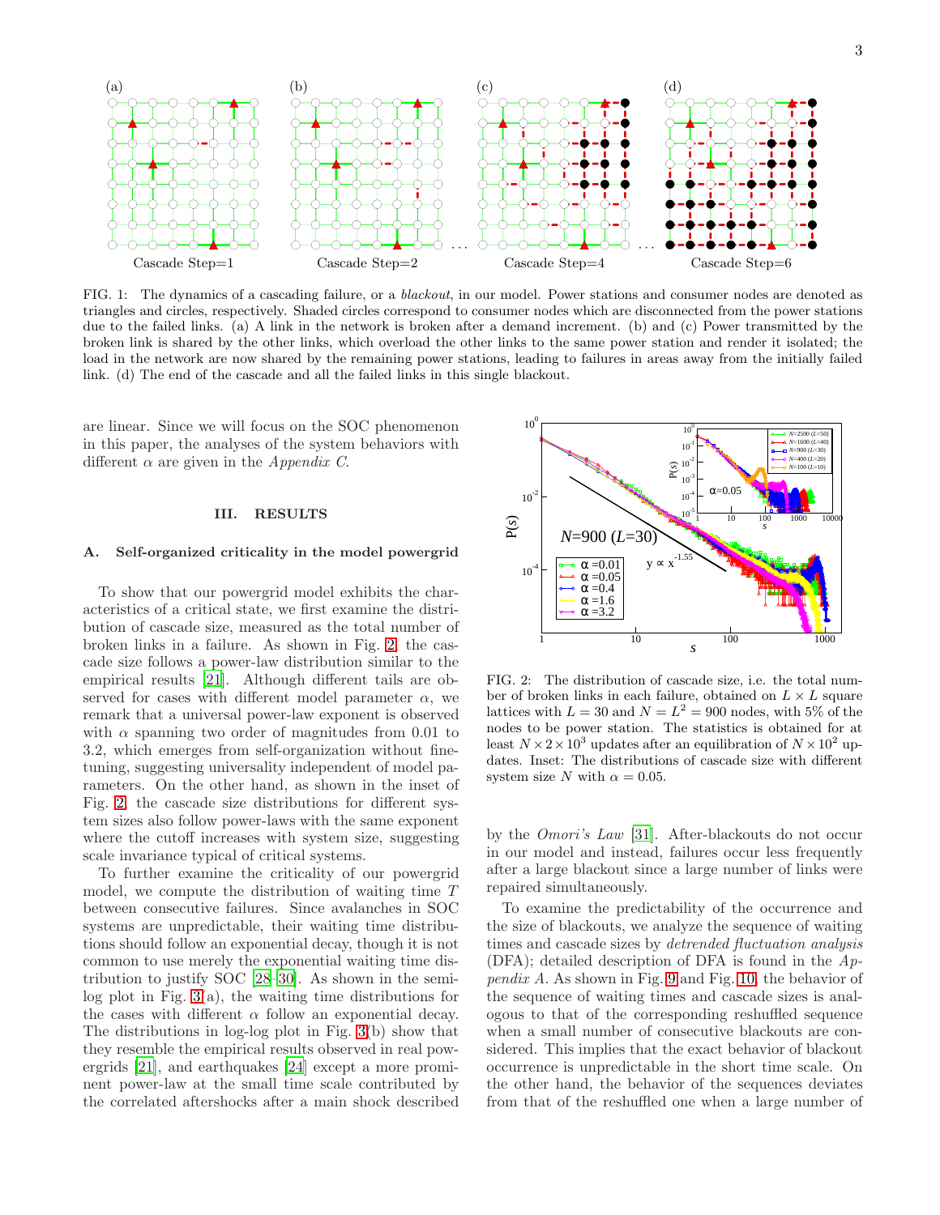FIG. 1: The dynamics of a cascading failure, or a *blackout*, in our model. Power stations and consumer nodes are denoted as triangles and circles, respectively. Shaded circles correspond to consumer nodes which are disconnected from the power stations due to the failed links. (a) A link in the network is broken after a demand increment. (b) and (c) Power transmitted by the broken link is shared by the other links, which overload the other links to the same power station and render it isolated; the load in the network are now shared by the remaining power stations, leading to failures in areas away from the initially failed link. (d) The end of the cascade and all the failed links in this single blackout.

are linear. Since we will focus on the SOC phenomenon in this paper, the analyses of the system behaviors with different $\alpha$ are given in the *Appendix C*.

## III. RESULTS

### A. Self-organized criticality in the model powergrid

To show that our powergrid model exhibits the characteristics of a critical state, we first examine the distribution of cascade size, measured as the total number of broken links in a failure. As shown in Fig. 2, the cascade size follows a power-law distribution similar to the empirical results [21]. Although different tails are observed for cases with different model parameter $\alpha$, we remark that a universal power-law exponent is observed with $\alpha$ spanning two order of magnitudes from 0.01 to 3.2, which emerges from self-organization without fine-tuning, suggesting universality independent of model parameters. On the other hand, as shown in the inset of Fig. 2, the cascade size distributions for different system sizes also follow power-laws with the same exponent where the cutoff increases with system size, suggesting scale invariance typical of critical systems.

To further examine the criticality of our powergrid model, we compute the distribution of waiting time $T$ between consecutive failures. Since avalanches in SOC systems are unpredictable, their waiting time distributions should follow an exponential decay, though it is not common to use merely the exponential waiting time distribution to justify SOC [28–30]. As shown in the semi-log plot in Fig. 3(a), the waiting time distributions for the cases with different $\alpha$ follow an exponential decay. The distributions in log-log plot in Fig. 3(b) show that they resemble the empirical results observed in real powergrids [21], and earthquakes [24] except a more prominent power-law at the small time scale contributed by the correlated aftershocks after a main shock described by the *Omori's Law* [31]. After-blackouts do not occur in our model and instead, failures occur less frequently after a large blackout since a large number of links were repaired simultaneously.

FIG. 2: The distribution of cascade size, i.e. the total number of broken links in each failure, obtained on $L \times L$ square lattices with $L = 30$ and $N = L^2 = 900$ nodes, with 5% of the nodes to be power station. The statistics is obtained for at least $N \times 2 \times 10^3$ updates after an equilibration of $N \times 10^2$ updates. Inset: The distributions of cascade size with different system size $N$ with $\alpha = 0.05$.

To examine the predictability of the occurrence and the size of blackouts, we analyze the sequence of waiting times and cascade sizes by *detrended fluctuation analysis* (DFA); detailed description of DFA is found in the *Appendix A*. As shown in Fig. 9 and Fig. 10, the behavior of the sequence of waiting times and cascade sizes is analogous to that of the corresponding reshuffled sequence when a small number of consecutive blackouts are considered. This implies that the exact behavior of blackout occurrence is unpredictable in the short time scale. On the other hand, the behavior of the sequences deviates from that of the reshuffled one when a large number of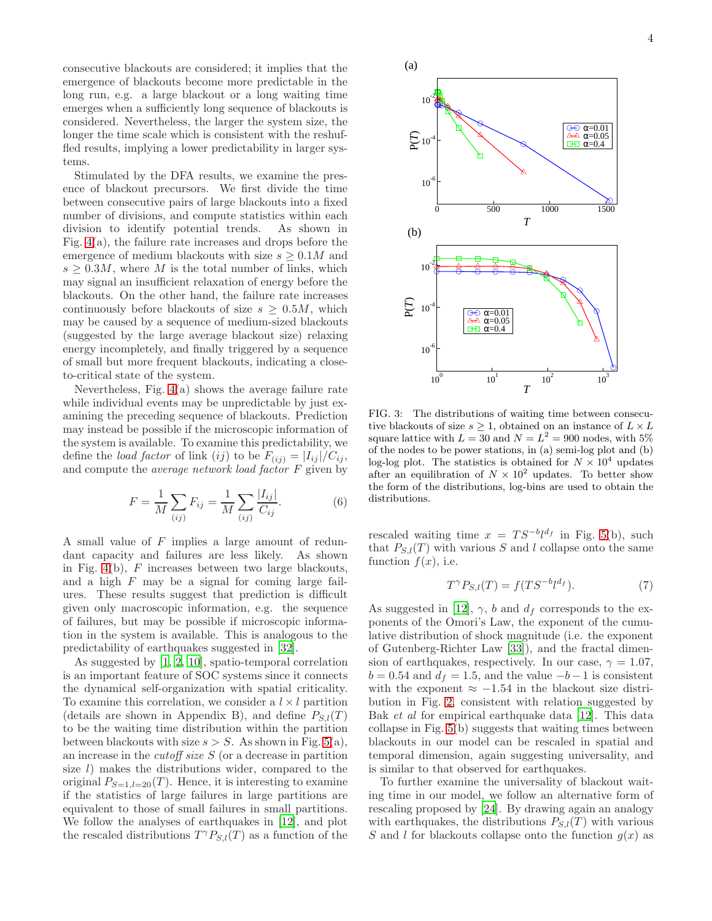consecutive blackouts are considered; it implies that the emergence of blackouts become more predictable in the long run, e.g. a large blackout or a long waiting time emerges when a sufficiently long sequence of blackouts is considered. Nevertheless, the larger the system size, the longer the time scale which is consistent with the reshuffled results, implying a lower predictability in larger systems.

Stimulated by the DFA results, we examine the presence of blackout precursors. We first divide the time between consecutive pairs of large blackouts into a fixed number of divisions, and compute statistics within each division to identify potential trends. As shown in Fig. 4(a), the failure rate increases and drops before the emergence of medium blackouts with size $s \geq 0.1M$ and $s \geq 0.3M$, where $M$ is the total number of links, which may signal an insufficient relaxation of energy before the blackouts. On the other hand, the failure rate increases continuously before blackouts of size $s \geq 0.5M$, which may be caused by a sequence of medium-sized blackouts (suggested by the large average blackout size) relaxing energy incompletely, and finally triggered by a sequence of small but more frequent blackouts, indicating a close-to-critical state of the system.

Nevertheless, Fig. 4(a) shows the average failure rate while individual events may be unpredictable by just examining the preceding sequence of blackouts. Prediction may instead be possible if the microscopic information of the system is available. To examine this predictability, we define the *load factor* of link $(ij)$ to be $F_{(ij)} = |I_{ij}|/C_{ij}$, and compute the *average network load factor* $F$ given by

$$F = \frac{1}{M}\sum_{(ij)} F_{ij} = \frac{1}{M}\sum_{(ij)} \frac{|I_{ij}|}{C_{ij}}. \tag{6}$$

A small value of $F$ implies a large amount of redundant capacity and failures are less likely. As shown in Fig. 4(b), $F$ increases between two large blackouts, and a high $F$ may be a signal for coming large failures. These results suggest that prediction is difficult given only macroscopic information, e.g. the sequence of failures, but may be possible if microscopic information in the system is available. This is analogous to the predictability of earthquakes suggested in [32].

As suggested by [1, 2, 10], spatio-temporal correlation is an important feature of SOC systems since it connects the dynamical self-organization with spatial criticality. To examine this correlation, we consider a $l \times l$ partition (details are shown in Appendix B), and define $P_{S,l}(T)$ to be the waiting time distribution within the partition between blackouts with size $s > S$. As shown in Fig. 5(a), an increase in the *cutoff size* $S$ (or a decrease in partition size $l$) makes the distributions wider, compared to the original $P_{S=1,l=20}(T)$. Hence, it is interesting to examine if the statistics of large failures in large partitions are equivalent to those of small failures in small partitions. We follow the analyses of earthquakes in [12], and plot the rescaled distributions $T^{\gamma}P_{S,l}(T)$ as a function of the

FIG. 3: The distributions of waiting time between consecutive blackouts of size $s \geq 1$, obtained on an instance of $L \times L$ square lattice with $L = 30$ and $N = L^2 = 900$ nodes, with 5% of the nodes to be power stations, in (a) semi-log plot and (b) log-log plot. The statistics is obtained for $N \times 10^4$ updates after an equilibration of $N \times 10^2$ updates. To better show the form of the distributions, log-bins are used to obtain the distributions.

rescaled waiting time $x = TS^{-b}l^{d_f}$ in Fig. 5(b), such that $P_{S,l}(T)$ with various $S$ and $l$ collapse onto the same function $f(x)$, i.e.

$$T^{\gamma}P_{S,l}(T) = f(TS^{-b}l^{d_f}). \tag{7}$$

As suggested in [12], $\gamma$, $b$ and $d_f$ corresponds to the exponents of the Omori's Law, the exponent of the cumulative distribution of shock magnitude (i.e. the exponent of Gutenberg-Richter Law [33]), and the fractal dimension of earthquakes, respectively. In our case, $\gamma = 1.07$, $b = 0.54$ and $d_f = 1.5$, and the value $-b-1$ is consistent with the exponent $\approx -1.54$ in the blackout size distribution in Fig. 2, consistent with relation suggested by Bak *et al* for empirical earthquake data [12]. This data collapse in Fig. 5(b) suggests that waiting times between blackouts in our model can be rescaled in spatial and temporal dimension, again suggesting universality, and is similar to that observed for earthquakes.

To further examine the universality of blackout waiting time in our model, we follow an alternative form of rescaling proposed by [24]. By drawing again an analogy with earthquakes, the distributions $P_{S,l}(T)$ with various $S$ and $l$ for blackouts collapse onto the function $g(x)$ as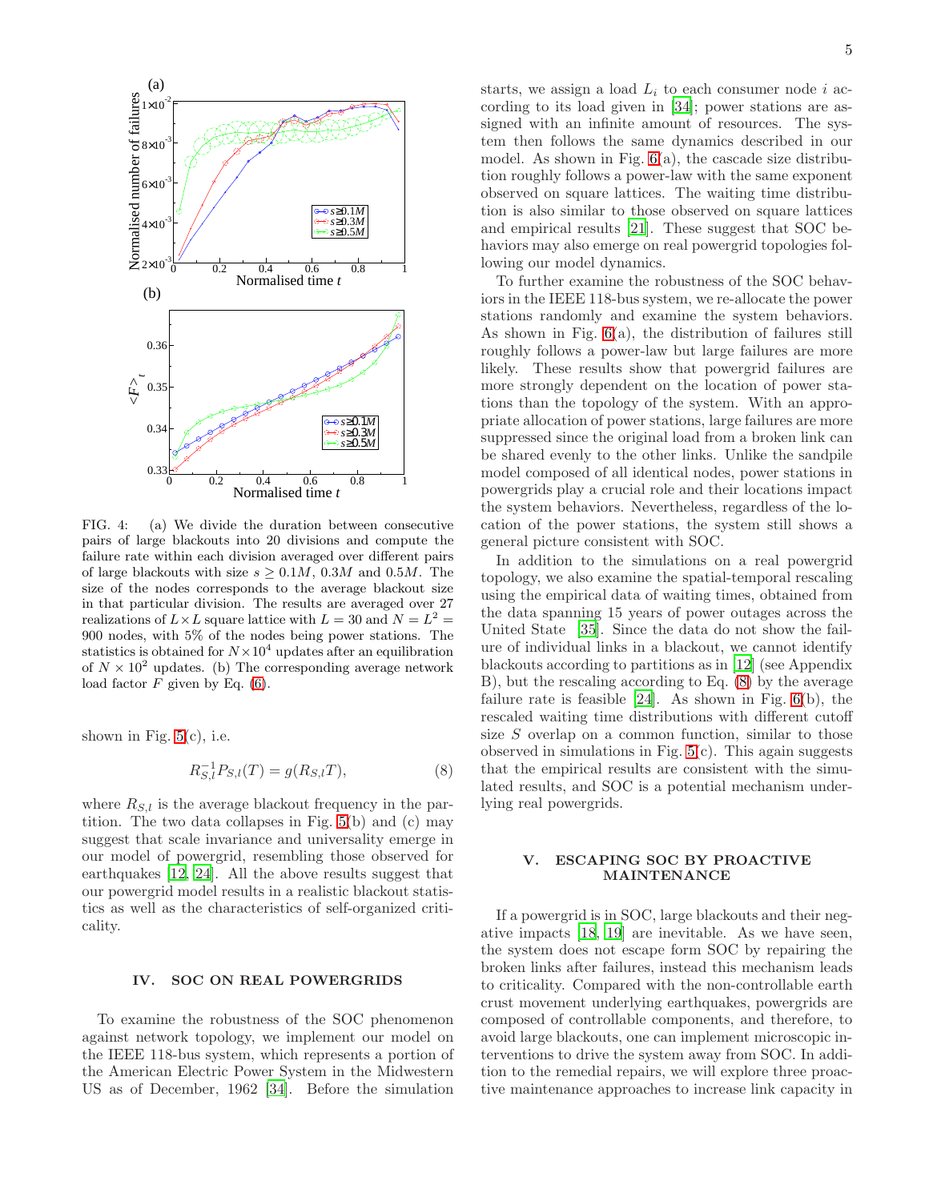FIG. 4: (a) We divide the duration between consecutive pairs of large blackouts into 20 divisions and compute the failure rate within each division averaged over different pairs of large blackouts with size $s \geq 0.1M$, $0.3M$ and $0.5M$. The size of the nodes corresponds to the average blackout size in that particular division. The results are averaged over 27 realizations of $L\times L$ square lattice with $L = 30$ and $N = L^2 = 900$ nodes, with 5% of the nodes being power stations. The statistics is obtained for $N\times 10^4$ updates after an equilibration of $N \times 10^2$ updates. (b) The corresponding average network load factor $F$ given by Eq. (6).

shown in Fig. 5(c), i.e.

$$R_{S,l}^{-1} P_{S,l}(T) = g(R_{S,l}T), \tag{8}$$

where $R_{S,l}$ is the average blackout frequency in the partition. The two data collapses in Fig. 5(b) and (c) may suggest that scale invariance and universality emerge in our model of powergrid, resembling those observed for earthquakes [12, 24]. All the above results suggest that our powergrid model results in a realistic blackout statistics as well as the characteristics of self-organized criticality.

## IV. SOC ON REAL POWERGRIDS

To examine the robustness of the SOC phenomenon against network topology, we implement our model on the IEEE 118-bus system, which represents a portion of the American Electric Power System in the Midwestern US as of December, 1962 [34]. Before the simulation starts, we assign a load $L_i$ to each consumer node $i$ according to its load given in [34]; power stations are assigned with an infinite amount of resources. The system then follows the same dynamics described in our model. As shown in Fig. 6(a), the cascade size distribution roughly follows a power-law with the same exponent observed on square lattices. The waiting time distribution is also similar to those observed on square lattices and empirical results [21]. These suggest that SOC behaviors may also emerge on real powergrid topologies following our model dynamics.

To further examine the robustness of the SOC behaviors in the IEEE 118-bus system, we re-allocate the power stations randomly and examine the system behaviors. As shown in Fig. 6(a), the distribution of failures still roughly follows a power-law but large failures are more likely. These results show that powergrid failures are more strongly dependent on the location of power stations than the topology of the system. With an appropriate allocation of power stations, large failures are more suppressed since the original load from a broken link can be shared evenly to the other links. Unlike the sandpile model composed of all identical nodes, power stations in powergrids play a crucial role and their locations impact the system behaviors. Nevertheless, regardless of the location of the power stations, the system still shows a general picture consistent with SOC.

In addition to the simulations on a real powergrid topology, we also examine the spatial-temporal rescaling using the empirical data of waiting times, obtained from the data spanning 15 years of power outages across the United State [35]. Since the data do not show the failure of individual links in a blackout, we cannot identify blackouts according to partitions as in [12] (see Appendix B), but the rescaling according to Eq. (8) by the average failure rate is feasible [24]. As shown in Fig. 6(b), the rescaled waiting time distributions with different cutoff size $S$ overlap on a common function, similar to those observed in simulations in Fig. 5(c). This again suggests that the empirical results are consistent with the simulated results, and SOC is a potential mechanism underlying real powergrids.

## V. ESCAPING SOC BY PROACTIVE MAINTENANCE

If a powergrid is in SOC, large blackouts and their negative impacts [18, 19] are inevitable. As we have seen, the system does not escape form SOC by repairing the broken links after failures, instead this mechanism leads to criticality. Compared with the non-controllable earth crust movement underlying earthquakes, powergrids are composed of controllable components, and therefore, to avoid large blackouts, one can implement microscopic interventions to drive the system away from SOC. In addition to the remedial repairs, we will explore three proactive maintenance approaches to increase link capacity in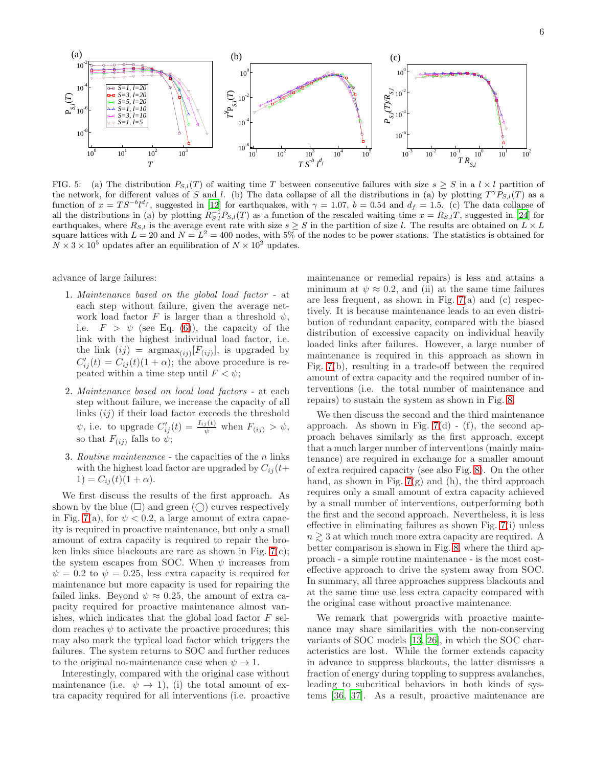FIG. 5: (a) The distribution $P_{S,l}(T)$ of waiting time $T$ between consecutive failures with size $s \geq S$ in a $l \times l$ partition of the network, for different values of $S$ and $l$. (b) The data collapse of all the distributions in (a) by plotting $T^{\gamma} P_{S,l}(T)$ as a function of $x = TS^{-b}l^{d_f}$, suggested in [12] for earthquakes, with $\gamma = 1.07$, $b = 0.54$ and $d_f = 1.5$. (c) The data collapse of all the distributions in (a) by plotting $R_{S,l}^{-1} P_{S,l}(T)$ as a function of the rescaled waiting time $x = R_{S,l}T$, suggested in [24] for earthquakes, where $R_{S,l}$ is the average event rate with size $s \geq S$ in the partition of size $l$. The results are obtained on $L \times L$ square lattices with $L = 20$ and $N = L^2 = 400$ nodes, with 5% of the nodes to be power stations. The statistics is obtained for $N \times 3 \times 10^5$ updates after an equilibration of $N \times 10^2$ updates.

advance of large failures:

1. *Maintenance based on the global load factor* - at each step without failure, given the average network load factor $F$ is larger than a threshold $\psi$, i.e. $F > \psi$ (see Eq. (6)), the capacity of the link with the highest individual load factor, i.e. the link $(ij) = \text{argmax}_{(ij)}[F_{(ij)}]$, is upgraded by $C'_{ij}(t) = C_{ij}(t)(1+\alpha)$; the above procedure is repeated within a time step until $F < \psi$;

2. *Maintenance based on local load factors* - at each step without failure, we increase the capacity of all links $(ij)$ if their load factor exceeds the threshold $\psi$, i.e. to upgrade $C'_{ij}(t) = \frac{I_{ij}(t)}{\psi}$ when $F_{(ij)} > \psi$, so that $F_{(ij)}$ falls to $\psi$;

3. *Routine maintenance* - the capacities of the $n$ links with the highest load factor are upgraded by $C_{ij}(t+1) = C_{ij}(t)(1+\alpha)$.

We first discuss the results of the first approach. As shown by the blue (□) and green (◯) curves respectively in Fig. 7(a), for $\psi < 0.2$, a large amount of extra capacity is required in proactive maintenance, but only a small amount of extra capacity is required to repair the broken links since blackouts are rare as shown in Fig. 7(c); the system escapes from SOC. When $\psi$ increases from $\psi = 0.2$ to $\psi = 0.25$, less extra capacity is required for maintenance but more capacity is used for repairing the failed links. Beyond $\psi \approx 0.25$, the amount of extra capacity required for proactive maintenance almost vanishes, which indicates that the global load factor $F$ seldom reaches $\psi$ to activate the proactive procedures; this may also mark the typical load factor which triggers the failures. The system returns to SOC and further reduces to the original no-maintenance case when $\psi \to 1$.

Interestingly, compared with the original case without maintenance (i.e. $\psi \to 1$), (i) the total amount of extra capacity required for all interventions (i.e. proactive maintenance or remedial repairs) is less and attains a minimum at $\psi \approx 0.2$, and (ii) at the same time failures are less frequent, as shown in Fig. 7(a) and (c) respectively. It is because maintenance leads to an even distribution of redundant capacity, compared with the biased distribution of excessive capacity on individual heavily loaded links after failures. However, a large number of maintenance is required in this approach as shown in Fig. 7(b), resulting in a trade-off between the required amount of extra capacity and the required number of interventions (i.e. the total number of maintenance and repairs) to sustain the system as shown in Fig. 8.

We then discuss the second and the third maintenance approach. As shown in Fig. 7(d) - (f), the second approach behaves similarly as the first approach, except that a much larger number of interventions (mainly maintenance) are required in exchange for a smaller amount of extra required capacity (see also Fig. 8). On the other hand, as shown in Fig. 7(g) and (h), the third approach requires only a small amount of extra capacity achieved by a small number of interventions, outperforming both the first and the second approach. Nevertheless, it is less effective in eliminating failures as shown Fig. 7(i) unless $n \gtrsim 3$ at which much more extra capacity are required. A better comparison is shown in Fig. 8, where the third approach - a simple routine maintenance - is the most cost-effective approach to drive the system away from SOC. In summary, all three approaches suppress blackouts and at the same time use less extra capacity compared with the original case without proactive maintenance.

We remark that powergrids with proactive maintenance may share similarities with the non-conserving variants of SOC models [13, 26], in which the SOC characteristics are lost. While the former extends capacity in advance to suppress blackouts, the latter dismisses a fraction of energy during toppling to suppress avalanches, leading to subcritical behaviors in both kinds of systems [36, 37]. As a result, proactive maintenance are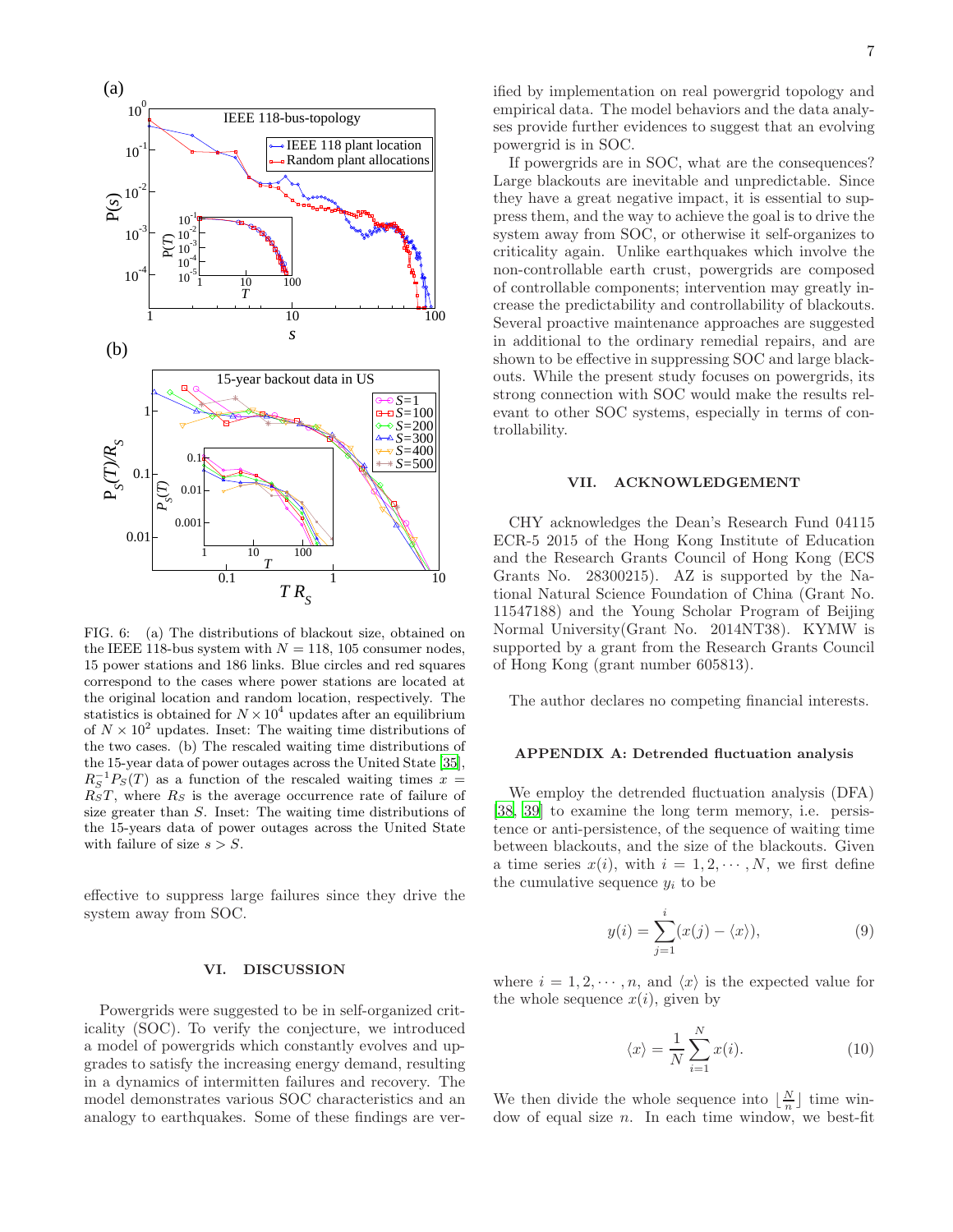FIG. 6: (a) The distributions of blackout size, obtained on the IEEE 118-bus system with $N = 118$, 105 consumer nodes, 15 power stations and 186 links. Blue circles and red squares correspond to the cases where power stations are located at the original location and random location, respectively. The statistics is obtained for $N \times 10^4$ updates after an equilibrium of $N \times 10^2$ updates. Inset: The waiting time distributions of the two cases. (b) The rescaled waiting time distributions of the 15-year data of power outages across the United State [35], $R_S^{-1} P_S(T)$ as a function of the rescaled waiting times $x = R_S T$, where $R_S$ is the average occurrence rate of failure of size greater than $S$. Inset: The waiting time distributions of the 15-years data of power outages across the United State with failure of size $s > S$.

effective to suppress large failures since they drive the system away from SOC.

## VI. DISCUSSION

Powergrids were suggested to be in self-organized criticality (SOC). To verify the conjecture, we introduced a model of powergrids which constantly evolves and upgrades to satisfy the increasing energy demand, resulting in a dynamics of intermitten failures and recovery. The model demonstrates various SOC characteristics and an analogy to earthquakes. Some of these findings are verified by implementation on real powergrid topology and empirical data. The model behaviors and the data analyses provide further evidences to suggest that an evolving powergrid is in SOC.

If powergrids are in SOC, what are the consequences? Large blackouts are inevitable and unpredictable. Since they have a great negative impact, it is essential to suppress them, and the way to achieve the goal is to drive the system away from SOC, or otherwise it self-organizes to criticality again. Unlike earthquakes which involve the non-controllable earth crust, powergrids are composed of controllable components; intervention may greatly increase the predictability and controllability of blackouts. Several proactive maintenance approaches are suggested in additional to the ordinary remedial repairs, and are shown to be effective in suppressing SOC and large blackouts. While the present study focuses on powergrids, its strong connection with SOC would make the results relevant to other SOC systems, especially in terms of controllability.

## VII. ACKNOWLEDGEMENT

CHY acknowledges the Dean's Research Fund 04115 ECR-5 2015 of the Hong Kong Institute of Education and the Research Grants Council of Hong Kong (ECS Grants No. 28300215). AZ is supported by the National Natural Science Foundation of China (Grant No. 11547188) and the Young Scholar Program of Beijing Normal University(Grant No. 2014NT38). KYMW is supported by a grant from the Research Grants Council of Hong Kong (grant number 605813).

The author declares no competing financial interests.

### APPENDIX A: Detrended fluctuation analysis

We employ the detrended fluctuation analysis (DFA) [38, 39] to examine the long term memory, i.e. persistence or anti-persistence, of the sequence of waiting time between blackouts, and the size of the blackouts. Given a time series $x(i)$, with $i = 1, 2, \cdots, N$, we first define the cumulative sequence $y_i$ to be

$$y(i) = \sum_{j=1}^{i} (x(j) - \langle x \rangle), \tag{9}$$

where $i = 1, 2, \cdots, n$, and $\langle x \rangle$ is the expected value for the whole sequence $x(i)$, given by

$$\langle x \rangle = \frac{1}{N} \sum_{i=1}^{N} x(i). \tag{10}$$

We then divide the whole sequence into $\lfloor \frac{N}{n} \rfloor$ time window of equal size $n$. In each time window, we best-fit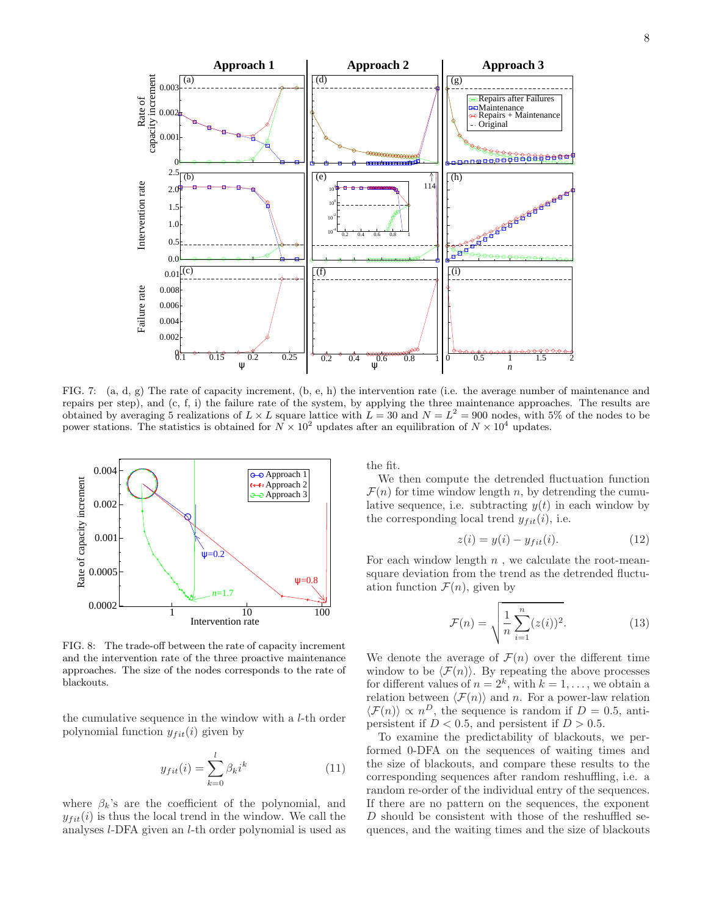FIG. 7: (a, d, g) The rate of capacity increment, (b, e, h) the intervention rate (i.e. the average number of maintenance and repairs per step), and (c, f, i) the failure rate of the system, by applying the three maintenance approaches. The results are obtained by averaging 5 realizations of $L \times L$ square lattice with $L = 30$ and $N = L^2 = 900$ nodes, with 5% of the nodes to be power stations. The statistics is obtained for $N \times 10^2$ updates after an equilibration of $N \times 10^4$ updates.

FIG. 8: The trade-off between the rate of capacity increment and the intervention rate of the three proactive maintenance approaches. The size of the nodes corresponds to the rate of blackouts.

the cumulative sequence in the window with a $l$-th order polynomial function $y_{fit}(i)$ given by

$$y_{fit}(i) = \sum_{k=0}^{l} \beta_k i^k \tag{11}$$

where $\beta_k$'s are the coefficient of the polynomial, and $y_{fit}(i)$ is thus the local trend in the window. We call the analyses $l$-DFA given an $l$-th order polynomial is used as the fit.

We then compute the detrended fluctuation function $\mathcal{F}(n)$ for time window length $n$, by detrending the cumulative sequence, i.e. subtracting $y(t)$ in each window by the corresponding local trend $y_{fit}(i)$, i.e.

$$z(i) = y(i) - y_{fit}(i). \tag{12}$$

For each window length $n$ , we calculate the root-mean-square deviation from the trend as the detrended fluctuation function $\mathcal{F}(n)$, given by

$$\mathcal{F}(n) = \sqrt{\frac{1}{n}\sum_{i=1}^{n}(z(i))^2}. \tag{13}$$

We denote the average of $\mathcal{F}(n)$ over the different time window to be $\langle \mathcal{F}(n) \rangle$. By repeating the above processes for different values of $n = 2^k$, with $k = 1, \ldots,$ we obtain a relation between $\langle \mathcal{F}(n) \rangle$ and $n$. For a power-law relation $\langle \mathcal{F}(n) \rangle \propto n^D$, the sequence is random if $D = 0.5$, anti-persistent if $D < 0.5$, and persistent if $D > 0.5$.

To examine the predictability of blackouts, we performed 0-DFA on the sequences of waiting times and the size of blackouts, and compare these results to the corresponding sequences after random reshuffling, i.e. a random re-order of the individual entry of the sequences. If there are no pattern on the sequences, the exponent $D$ should be consistent with those of the reshuffled sequences, and the waiting times and the size of blackouts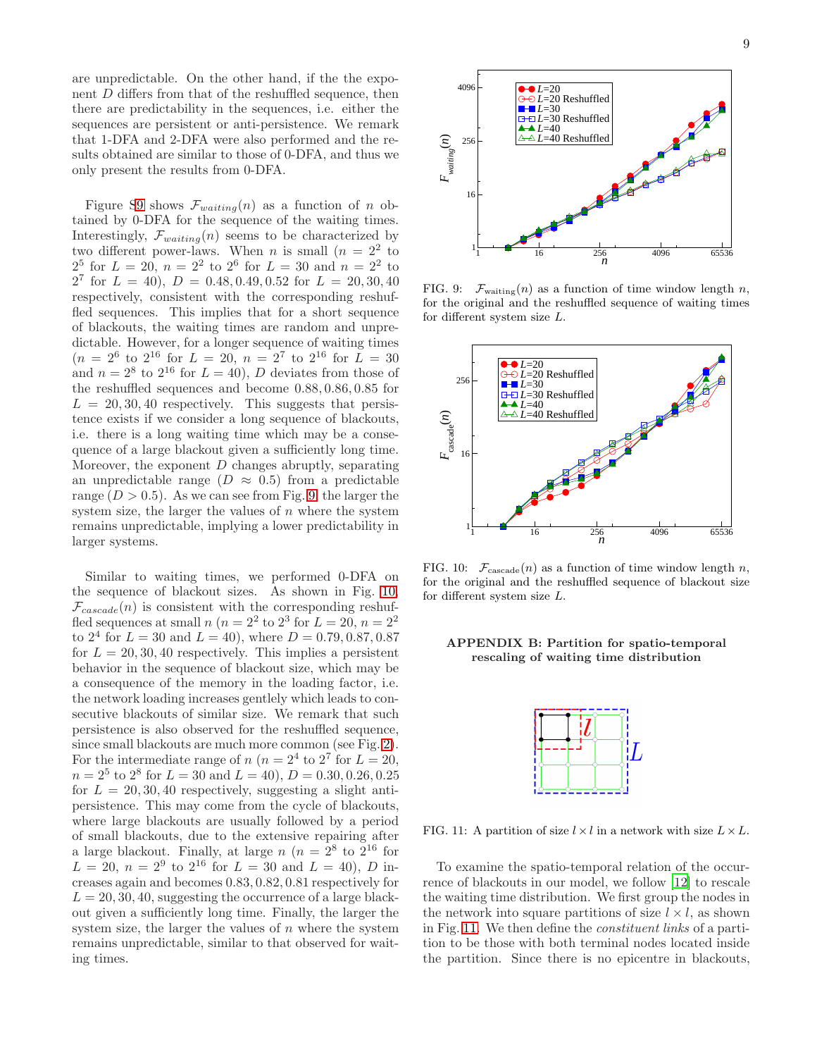are unpredictable. On the other hand, if the the exponent $D$ differs from that of the reshuffled sequence, then there are predictability in the sequences, i.e. either the sequences are persistent or anti-persistence. We remark that 1-DFA and 2-DFA were also performed and the results obtained are similar to those of 0-DFA, and thus we only present the results from 0-DFA.

Figure S9 shows $\mathcal{F}_{waiting}(n)$ as a function of $n$ obtained by 0-DFA for the sequence of the waiting times. Interestingly, $\mathcal{F}_{waiting}(n)$ seems to be characterized by two different power-laws. When $n$ is small ($n = 2^2$ to $2^5$ for $L = 20$, $n = 2^2$ to $2^6$ for $L = 30$ and $n = 2^2$ to $2^7$ for $L = 40$), $D = 0.48, 0.49, 0.52$ for $L = 20, 30, 40$ respectively, consistent with the corresponding reshuffled sequences. This implies that for a short sequence of blackouts, the waiting times are random and unpredictable. However, for a longer sequence of waiting times ($n = 2^6$ to $2^{16}$ for $L = 20$, $n = 2^7$ to $2^{16}$ for $L = 30$ and $n = 2^8$ to $2^{16}$ for $L = 40$), $D$ deviates from those of the reshuffled sequences and become $0.88, 0.86, 0.85$ for $L = 20, 30, 40$ respectively. This suggests that persistence exists if we consider a long sequence of blackouts, i.e. there is a long waiting time which may be a consequence of a large blackout given a sufficiently long time. Moreover, the exponent $D$ changes abruptly, separating an unpredictable range ($D \approx 0.5$) from a predictable range ($D > 0.5$). As we can see from Fig. 9, the larger the system size, the larger the values of $n$ where the system remains unpredictable, implying a lower predictability in larger systems.

Similar to waiting times, we performed 0-DFA on the sequence of blackout sizes. As shown in Fig. 10, $\mathcal{F}_{cascade}(n)$ is consistent with the corresponding reshuffled sequences at small $n$ ($n = 2^2$ to $2^3$ for $L = 20$, $n = 2^2$ to $2^4$ for $L = 30$ and $L = 40$), where $D = 0.79, 0.87, 0.87$ for $L = 20, 30, 40$ respectively. This implies a persistent behavior in the sequence of blackout size, which may be a consequence of the memory in the loading factor, i.e. the network loading increases gentlely which leads to consecutive blackouts of similar size. We remark that such persistence is also observed for the reshuffled sequence, since small blackouts are much more common (see Fig. 2). For the intermediate range of $n$ ($n = 2^4$ to $2^7$ for $L = 20$, $n = 2^5$ to $2^8$ for $L = 30$ and $L = 40$), $D = 0.30, 0.26, 0.25$ for $L = 20, 30, 40$ respectively, suggesting a slight anti-persistence. This may come from the cycle of blackouts, where large blackouts are usually followed by a period of small blackouts, due to the extensive repairing after a large blackout. Finally, at large $n$ ($n = 2^8$ to $2^{16}$ for $L = 20$, $n = 2^9$ to $2^{16}$ for $L = 30$ and $L = 40$), $D$ increases again and becomes $0.83, 0.82, 0.81$ respectively for $L = 20, 30, 40$, suggesting the occurrence of a large blackout given a sufficiently long time. Finally, the larger the system size, the larger the values of $n$ where the system remains unpredictable, similar to that observed for waiting times.

FIG. 9: $\mathcal{F}_{\text{waiting}}(n)$ as a function of time window length $n$, for the original and the reshuffled sequence of waiting times for different system size $L$.

FIG. 10: $\mathcal{F}_{\text{cascade}}(n)$ as a function of time window length $n$, for the original and the reshuffled sequence of blackout size for different system size $L$.

## APPENDIX B: Partition for spatio-temporal rescaling of waiting time distribution

FIG. 11: A partition of size $l \times l$ in a network with size $L \times L$.

To examine the spatio-temporal relation of the occurrence of blackouts in our model, we follow [12] to rescale the waiting time distribution. We first group the nodes in the network into square partitions of size $l \times l$, as shown in Fig. 11. We then define the *constituent links* of a partition to be those with both terminal nodes located inside the partition. Since there is no epicentre in blackouts,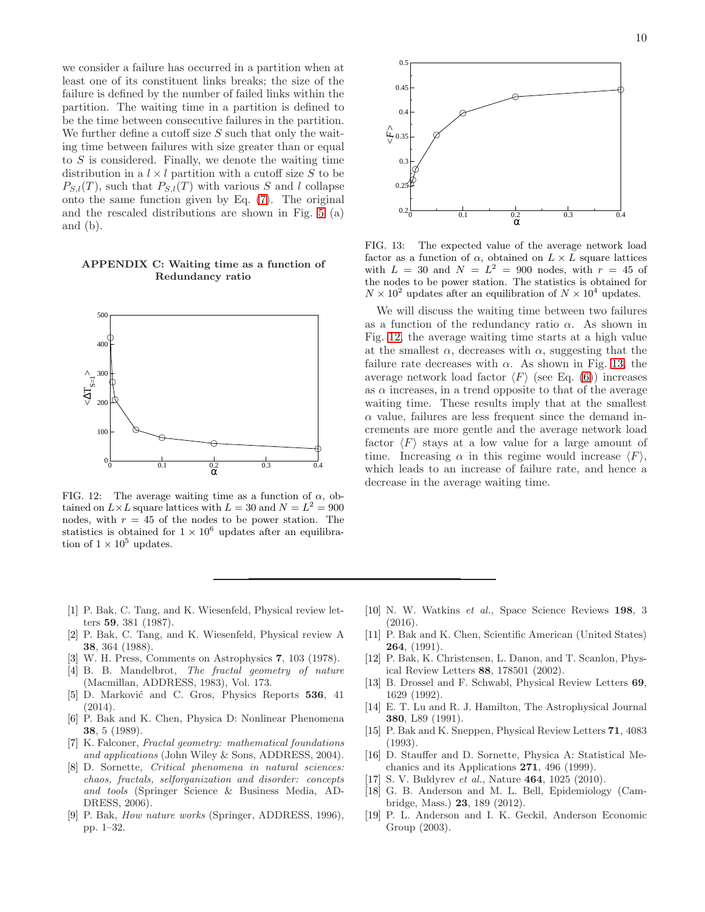we consider a failure has occurred in a partition when at least one of its constituent links breaks; the size of the failure is defined by the number of failed links within the partition. The waiting time in a partition is defined to be the time between consecutive failures in the partition. We further define a cutoff size $S$ such that only the waiting time between failures with size greater than or equal to $S$ is considered. Finally, we denote the waiting time distribution in a $l \times l$ partition with a cutoff size $S$ to be $P_{S,l}(T)$, such that $P_{S,l}(T)$ with various $S$ and $l$ collapse onto the same function given by Eq. (7). The original and the rescaled distributions are shown in Fig. 5 (a) and (b).

## APPENDIX C: Waiting time as a function of Redundancy ratio

FIG. 12: The average waiting time as a function of $\alpha$, obtained on $L \times L$ square lattices with $L = 30$ and $N = L^2 = 900$ nodes, with $r = 45$ of the nodes to be power station. The statistics is obtained for $1 \times 10^6$ updates after an equilibration of $1 \times 10^5$ updates.

FIG. 13: The expected value of the average network load factor as a function of $\alpha$, obtained on $L \times L$ square lattices with $L = 30$ and $N = L^2 = 900$ nodes, with $r = 45$ of the nodes to be power station. The statistics is obtained for $N \times 10^2$ updates after an equilibration of $N \times 10^4$ updates.

We will discuss the waiting time between two failures as a function of the redundancy ratio $\alpha$. As shown in Fig. 12, the average waiting time starts at a high value at the smallest $\alpha$, decreases with $\alpha$, suggesting that the failure rate decreases with $\alpha$. As shown in Fig. 13, the average network load factor $\langle F \rangle$ (see Eq. (6)) increases as $\alpha$ increases, in a trend opposite to that of the average waiting time. These results imply that at the smallest $\alpha$ value, failures are less frequent since the demand increments are more gentle and the average network load factor $\langle F \rangle$ stays at a low value for a large amount of time. Increasing $\alpha$ in this regime would increase $\langle F \rangle$, which leads to an increase of failure rate, and hence a decrease in the average waiting time.

---

[1] P. Bak, C. Tang, and K. Wiesenfeld, Physical review letters **59**, 381 (1987).

[2] P. Bak, C. Tang, and K. Wiesenfeld, Physical review A **38**, 364 (1988).

[3] W. H. Press, Comments on Astrophysics **7**, 103 (1978).

[4] B. B. Mandelbrot, *The fractal geometry of nature* (Macmillan, ADDRESS, 1983), Vol. 173.

[5] D. Marković and C. Gros, Physics Reports **536**, 41 (2014).

[6] P. Bak and K. Chen, Physica D: Nonlinear Phenomena **38**, 5 (1989).

[7] K. Falconer, *Fractal geometry: mathematical foundations and applications* (John Wiley & Sons, ADDRESS, 2004).

[8] D. Sornette, *Critical phenomena in natural sciences: chaos, fractals, selforganization and disorder: concepts and tools* (Springer Science & Business Media, ADDRESS, 2006).

[9] P. Bak, *How nature works* (Springer, ADDRESS, 1996), pp. 1–32.

[10] N. W. Watkins *et al.*, Space Science Reviews **198**, 3 (2016).

[11] P. Bak and K. Chen, Scientific American (United States) **264**, (1991).

[12] P. Bak, K. Christensen, L. Danon, and T. Scanlon, Physical Review Letters **88**, 178501 (2002).

[13] B. Drossel and F. Schwabl, Physical Review Letters **69**, 1629 (1992).

[14] E. T. Lu and R. J. Hamilton, The Astrophysical Journal **380**, L89 (1991).

[15] P. Bak and K. Sneppen, Physical Review Letters **71**, 4083 (1993).

[16] D. Stauffer and D. Sornette, Physica A: Statistical Mechanics and its Applications **271**, 496 (1999).

[17] S. V. Buldyrev *et al.*, Nature **464**, 1025 (2010).

[18] G. B. Anderson and M. L. Bell, Epidemiology (Cambridge, Mass.) **23**, 189 (2012).

[19] P. L. Anderson and I. K. Geckil, Anderson Economic Group (2003).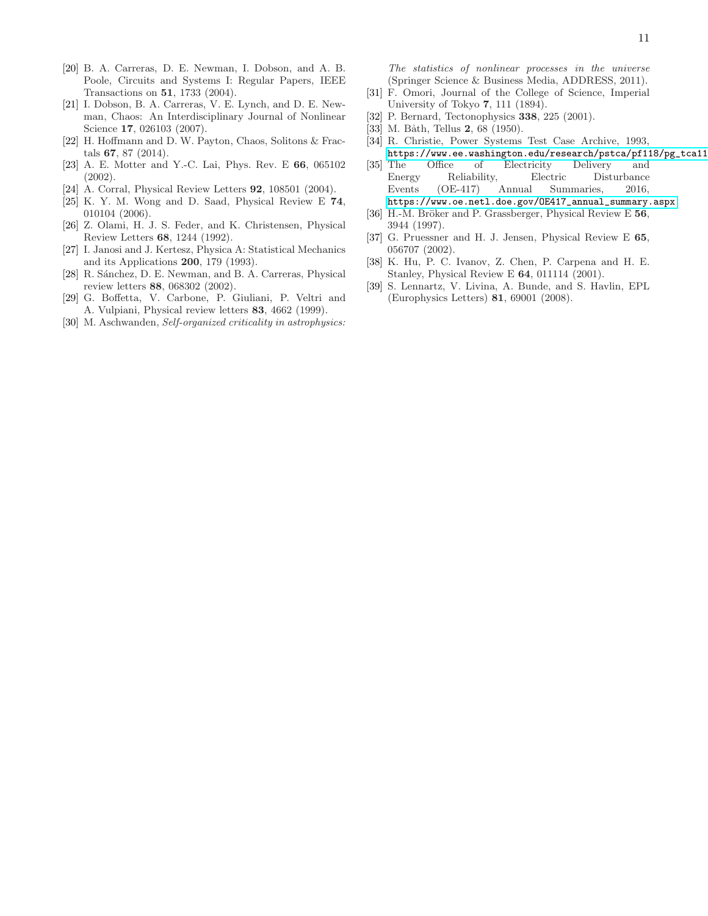[20] B. A. Carreras, D. E. Newman, I. Dobson, and A. B. Poole, Circuits and Systems I: Regular Papers, IEEE Transactions on **51**, 1733 (2004).

[21] I. Dobson, B. A. Carreras, V. E. Lynch, and D. E. Newman, Chaos: An Interdisciplinary Journal of Nonlinear Science **17**, 026103 (2007).

[22] H. Hoffmann and D. W. Payton, Chaos, Solitons & Fractals **67**, 87 (2014).

[23] A. E. Motter and Y.-C. Lai, Phys. Rev. E **66**, 065102 (2002).

[24] A. Corral, Physical Review Letters **92**, 108501 (2004).

[25] K. Y. M. Wong and D. Saad, Physical Review E **74**, 010104 (2006).

[26] Z. Olami, H. J. S. Feder, and K. Christensen, Physical Review Letters **68**, 1244 (1992).

[27] I. Janosi and J. Kertesz, Physica A: Statistical Mechanics and its Applications **200**, 179 (1993).

[28] R. Sánchez, D. E. Newman, and B. A. Carreras, Physical review letters **88**, 068302 (2002).

[29] G. Boffetta, V. Carbone, P. Giuliani, P. Veltri and A. Vulpiani, Physical review letters **83**, 4662 (1999).

[30] M. Aschwanden, *Self-organized criticality in astrophysics: The statistics of nonlinear processes in the universe* (Springer Science & Business Media, ADDRESS, 2011).

[31] F. Omori, Journal of the College of Science, Imperial University of Tokyo **7**, 111 (1894).

[32] P. Bernard, Tectonophysics **338**, 225 (2001).

[33] M. Båth, Tellus **2**, 68 (1950).

[34] R. Christie, Power Systems Test Case Archive, 1993, https://www.ee.washington.edu/research/pstca/pf118/pg_tca11

[35] The Office of Electricity Delivery and Energy Reliability, Electric Disturbance Events (OE-417) Annual Summaries, 2016, https://www.oe.netl.doe.gov/OE417_annual_summary.aspx

[36] H.-M. Bröker and P. Grassberger, Physical Review E **56**, 3944 (1997).

[37] G. Pruessner and H. J. Jensen, Physical Review E **65**, 056707 (2002).

[38] K. Hu, P. C. Ivanov, Z. Chen, P. Carpena and H. E. Stanley, Physical Review E **64**, 011114 (2001).

[39] S. Lennartz, V. Livina, A. Bunde, and S. Havlin, EPL (Europhysics Letters) **81**, 69001 (2008).